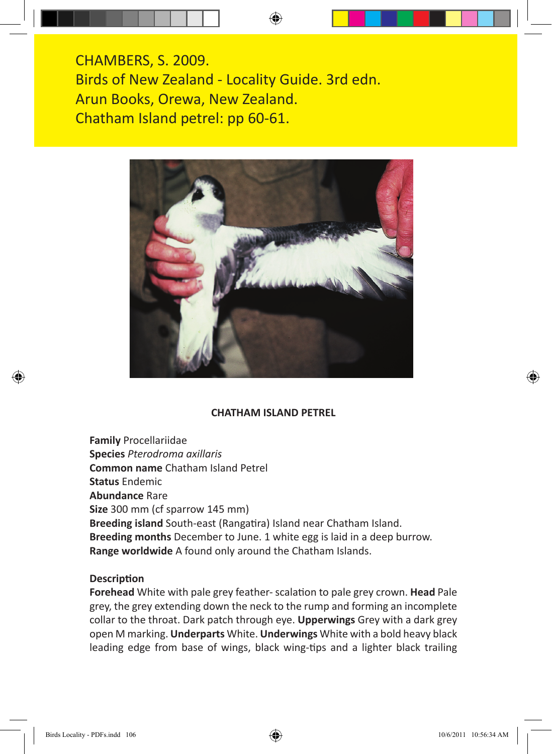CHAMBERS, S. 2009.
Birds of New Zealand - Locality Guide. 3rd edn.
Arun Books, Orewa, New Zealand.
Chatham Island petrel: pp 60-61.

## CHATHAM ISLAND PETREL

**Family** Procellariidae
**Species** *Pterodroma axillaris*
**Common name** Chatham Island Petrel
**Status** Endemic
**Abundance** Rare
**Size** 300 mm (cf sparrow 145 mm)
**Breeding island** South-east (Rangatira) Island near Chatham Island.
**Breeding months** December to June. 1 white egg is laid in a deep burrow.
**Range worldwide** A found only around the Chatham Islands.

**Description**
**Forehead** White with pale grey feather- scalation to pale grey crown. **Head** Pale grey, the grey extending down the neck to the rump and forming an incomplete collar to the throat. Dark patch through eye. **Upperwings** Grey with a dark grey open M marking. **Underparts** White. **Underwings** White with a bold heavy black leading edge from base of wings, black wing-tips and a lighter black trailing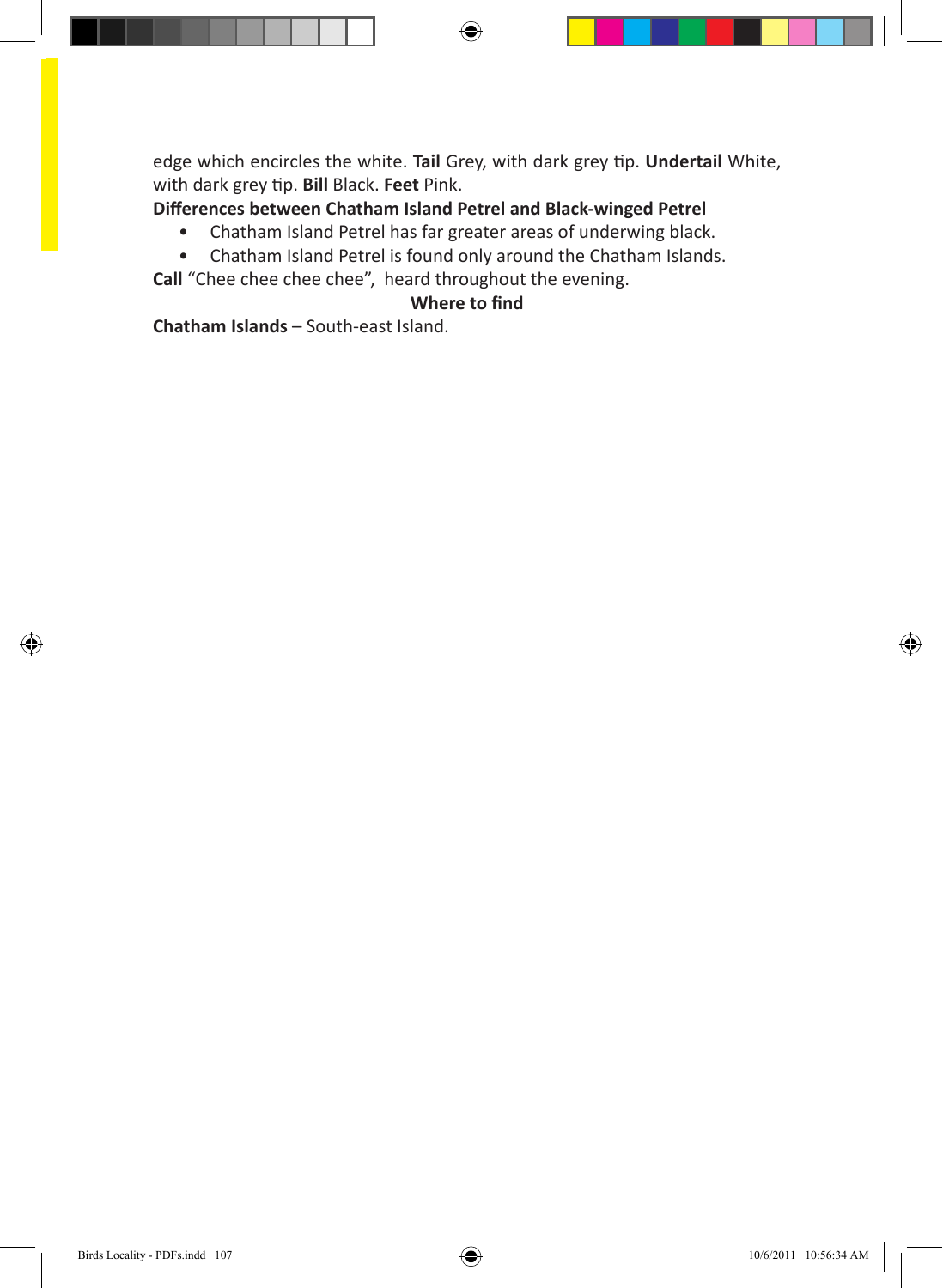edge which encircles the white. **Tail** Grey, with dark grey tip. **Undertail** White, with dark grey tip. **Bill** Black. **Feet** Pink.

**Differences between Chatham Island Petrel and Black-winged Petrel**

- Chatham Island Petrel has far greater areas of underwing black.
- Chatham Island Petrel is found only around the Chatham Islands.

**Call** "Chee chee chee chee", heard throughout the evening.

**Where to find**

**Chatham Islands** – South-east Island.